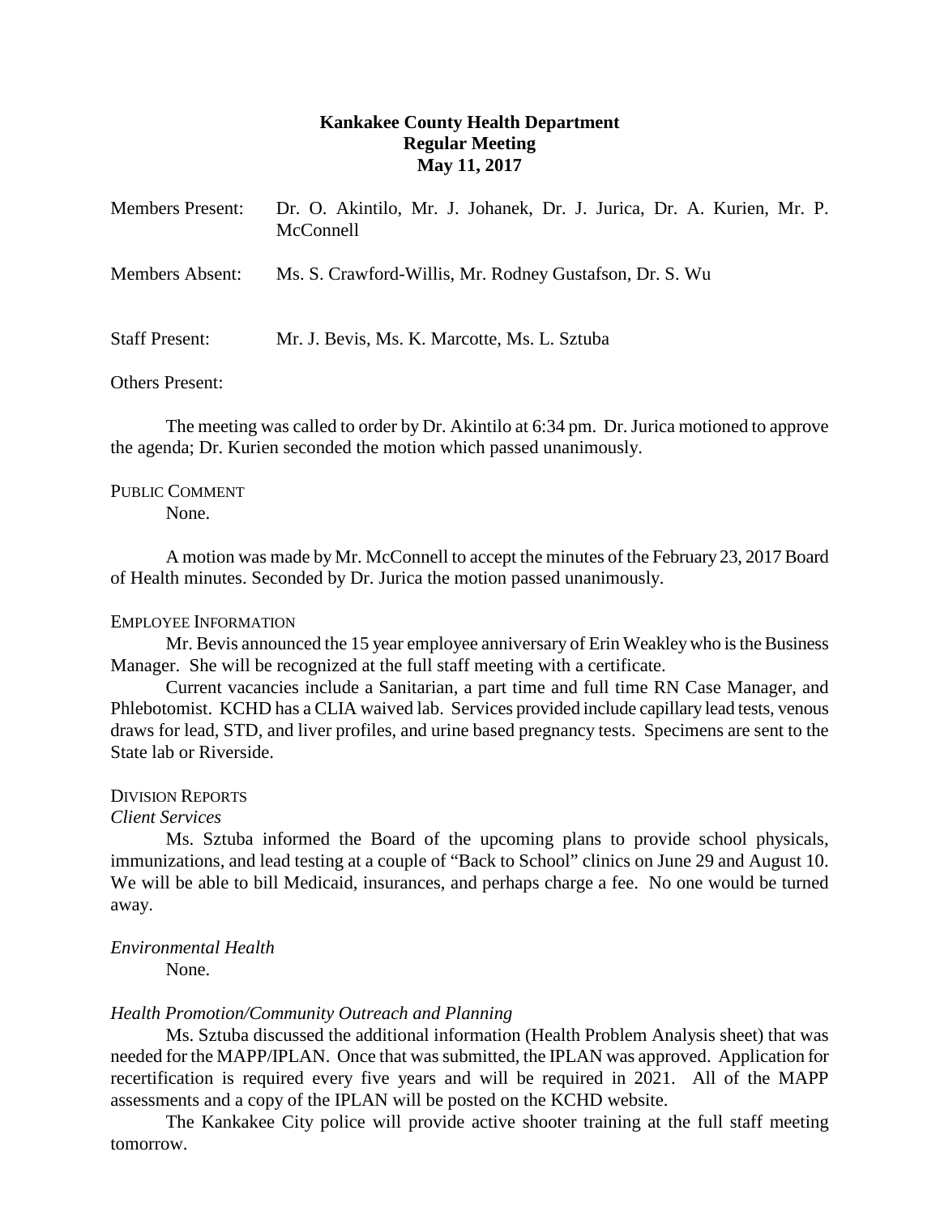**Kankakee County Health Department**
**Regular Meeting**
**May 11, 2017**

Members Present: Dr. O. Akintilo, Mr. J. Johanek, Dr. J. Jurica, Dr. A. Kurien, Mr. P. McConnell

Members Absent: Ms. S. Crawford-Willis, Mr. Rodney Gustafson, Dr. S. Wu

Staff Present: Mr. J. Bevis, Ms. K. Marcotte, Ms. L. Sztuba

Others Present:

The meeting was called to order by Dr. Akintilo at 6:34 pm. Dr. Jurica motioned to approve the agenda; Dr. Kurien seconded the motion which passed unanimously.

PUBLIC COMMENT

None.

A motion was made by Mr. McConnell to accept the minutes of the February 23, 2017 Board of Health minutes. Seconded by Dr. Jurica the motion passed unanimously.

EMPLOYEE INFORMATION

Mr. Bevis announced the 15 year employee anniversary of Erin Weakley who is the Business Manager. She will be recognized at the full staff meeting with a certificate.

Current vacancies include a Sanitarian, a part time and full time RN Case Manager, and Phlebotomist. KCHD has a CLIA waived lab. Services provided include capillary lead tests, venous draws for lead, STD, and liver profiles, and urine based pregnancy tests. Specimens are sent to the State lab or Riverside.

DIVISION REPORTS

*Client Services*

Ms. Sztuba informed the Board of the upcoming plans to provide school physicals, immunizations, and lead testing at a couple of "Back to School" clinics on June 29 and August 10. We will be able to bill Medicaid, insurances, and perhaps charge a fee. No one would be turned away.

*Environmental Health*

None.

*Health Promotion/Community Outreach and Planning*

Ms. Sztuba discussed the additional information (Health Problem Analysis sheet) that was needed for the MAPP/IPLAN. Once that was submitted, the IPLAN was approved. Application for recertification is required every five years and will be required in 2021. All of the MAPP assessments and a copy of the IPLAN will be posted on the KCHD website.

The Kankakee City police will provide active shooter training at the full staff meeting tomorrow.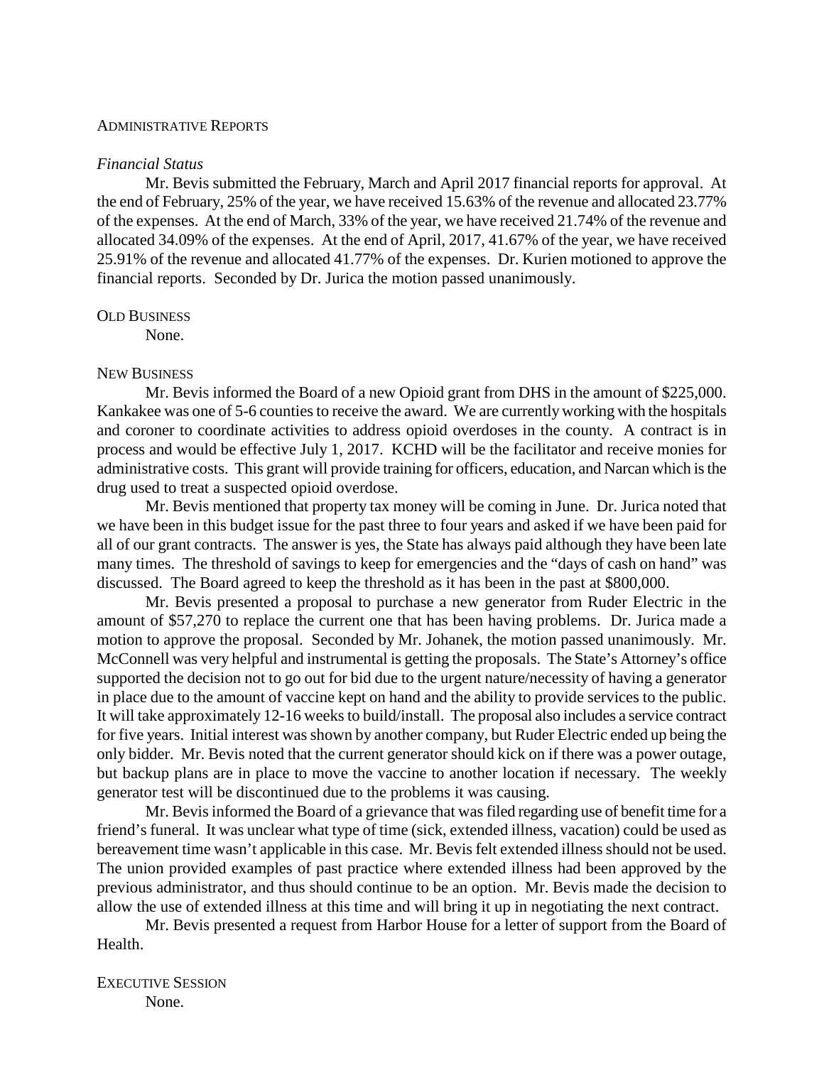## Administrative Reports

*Financial Status*

Mr. Bevis submitted the February, March and April 2017 financial reports for approval. At the end of February, 25% of the year, we have received 15.63% of the revenue and allocated 23.77% of the expenses. At the end of March, 33% of the year, we have received 21.74% of the revenue and allocated 34.09% of the expenses. At the end of April, 2017, 41.67% of the year, we have received 25.91% of the revenue and allocated 41.77% of the expenses. Dr. Kurien motioned to approve the financial reports. Seconded by Dr. Jurica the motion passed unanimously.

## Old Business

None.

## New Business

Mr. Bevis informed the Board of a new Opioid grant from DHS in the amount of $225,000. Kankakee was one of 5-6 counties to receive the award. We are currently working with the hospitals and coroner to coordinate activities to address opioid overdoses in the county. A contract is in process and would be effective July 1, 2017. KCHD will be the facilitator and receive monies for administrative costs. This grant will provide training for officers, education, and Narcan which is the drug used to treat a suspected opioid overdose.

Mr. Bevis mentioned that property tax money will be coming in June. Dr. Jurica noted that we have been in this budget issue for the past three to four years and asked if we have been paid for all of our grant contracts. The answer is yes, the State has always paid although they have been late many times. The threshold of savings to keep for emergencies and the "days of cash on hand" was discussed. The Board agreed to keep the threshold as it has been in the past at $800,000.

Mr. Bevis presented a proposal to purchase a new generator from Ruder Electric in the amount of $57,270 to replace the current one that has been having problems. Dr. Jurica made a motion to approve the proposal. Seconded by Mr. Johanek, the motion passed unanimously. Mr. McConnell was very helpful and instrumental is getting the proposals. The State's Attorney's office supported the decision not to go out for bid due to the urgent nature/necessity of having a generator in place due to the amount of vaccine kept on hand and the ability to provide services to the public. It will take approximately 12-16 weeks to build/install. The proposal also includes a service contract for five years. Initial interest was shown by another company, but Ruder Electric ended up being the only bidder. Mr. Bevis noted that the current generator should kick on if there was a power outage, but backup plans are in place to move the vaccine to another location if necessary. The weekly generator test will be discontinued due to the problems it was causing.

Mr. Bevis informed the Board of a grievance that was filed regarding use of benefit time for a friend's funeral. It was unclear what type of time (sick, extended illness, vacation) could be used as bereavement time wasn't applicable in this case. Mr. Bevis felt extended illness should not be used. The union provided examples of past practice where extended illness had been approved by the previous administrator, and thus should continue to be an option. Mr. Bevis made the decision to allow the use of extended illness at this time and will bring it up in negotiating the next contract.

Mr. Bevis presented a request from Harbor House for a letter of support from the Board of Health.

## Executive Session

None.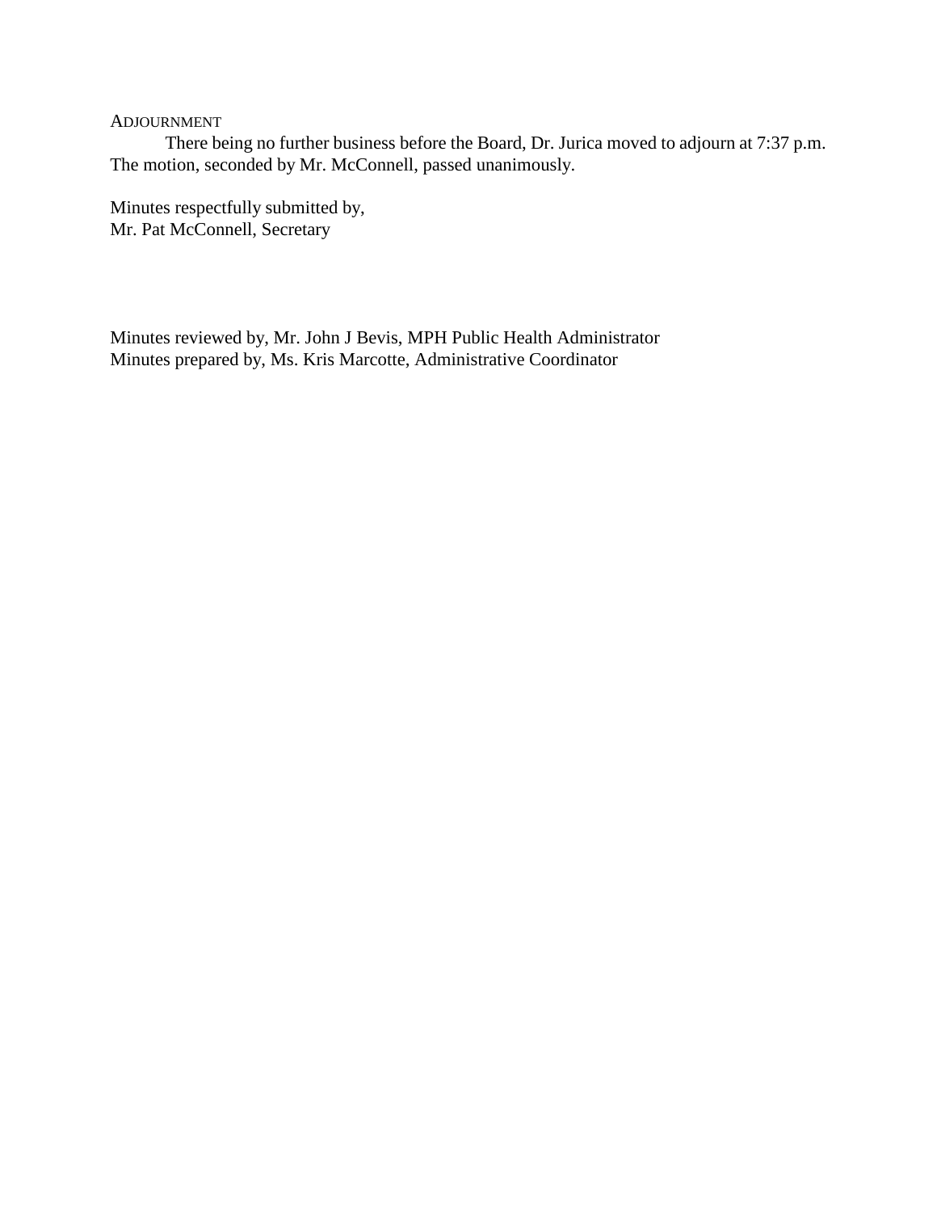ADJOURNMENT

There being no further business before the Board, Dr. Jurica moved to adjourn at 7:37 p.m. The motion, seconded by Mr. McConnell, passed unanimously.

Minutes respectfully submitted by,
Mr. Pat McConnell, Secretary

Minutes reviewed by, Mr. John J Bevis, MPH Public Health Administrator
Minutes prepared by, Ms. Kris Marcotte, Administrative Coordinator